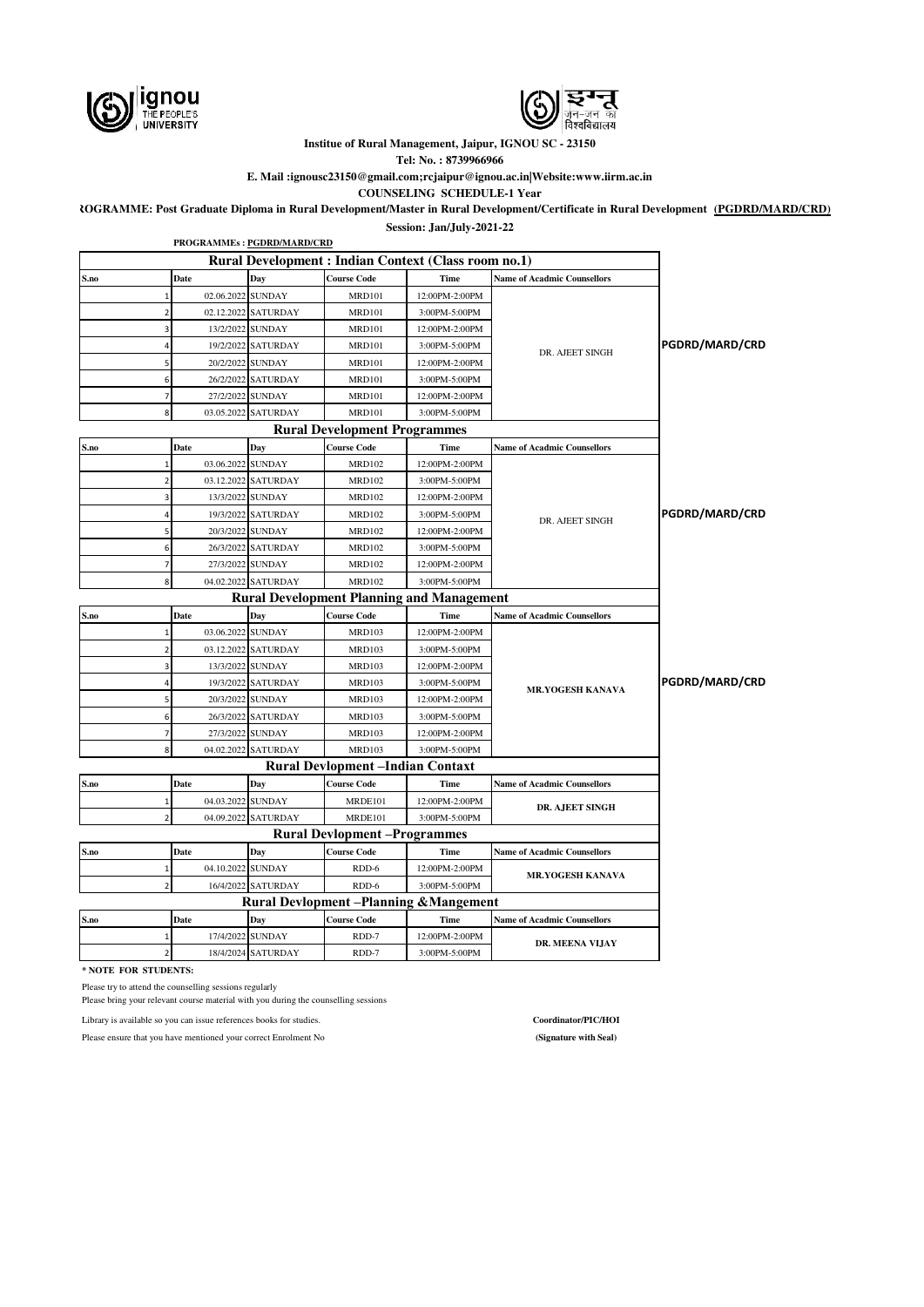**Institue of Rural Management, Jaipur, IGNOU SC - 23150**

**Tel: No. : 8739966966**

**E. Mail :ignousc23150@gmail.com;rcjaipur@ignou.ac.in|Website:www.iirm.ac.in**

**COUNSELING SCHEDULE-1 Year**

**ROGRAMME: Post Graduate Diploma in Rural Development/Master in Rural Development/Certificate in Rural Development (PGDRD/MARD/CRD)**

**Session: Jan/July-2021-22**

**PROGRAMMEs : PGDRD/MARD/CRD**

**Rural Development : Indian Context (Class room no.1)**

| S.no | Date | Day | Course Code | Time | Name of Acadmic Counsellors | |
|---|---|---|---|---|---|---|
| 1 | 02.06.2022 | SUNDAY | MRD101 | 12:00PM-2:00PM | DR. AJEET SINGH | PGDRD/MARD/CRD |
| 2 | 02.12.2022 | SATURDAY | MRD101 | 3:00PM-5:00PM | | |
| 3 | 13/2/2022 | SUNDAY | MRD101 | 12:00PM-2:00PM | | |
| 4 | 19/2/2022 | SATURDAY | MRD101 | 3:00PM-5:00PM | | |
| 5 | 20/2/2022 | SUNDAY | MRD101 | 12:00PM-2:00PM | | |
| 6 | 26/2/2022 | SATURDAY | MRD101 | 3:00PM-5:00PM | | |
| 7 | 27/2/2022 | SUNDAY | MRD101 | 12:00PM-2:00PM | | |
| 8 | 03.05.2022 | SATURDAY | MRD101 | 3:00PM-5:00PM | | |

**Rural Development Programmes**

| S.no | Date | Day | Course Code | Time | Name of Acadmic Counsellors | |
|---|---|---|---|---|---|---|
| 1 | 03.06.2022 | SUNDAY | MRD102 | 12:00PM-2:00PM | DR. AJEET SINGH | PGDRD/MARD/CRD |
| 2 | 03.12.2022 | SATURDAY | MRD102 | 3:00PM-5:00PM | | |
| 3 | 13/3/2022 | SUNDAY | MRD102 | 12:00PM-2:00PM | | |
| 4 | 19/3/2022 | SATURDAY | MRD102 | 3:00PM-5:00PM | | |
| 5 | 20/3/2022 | SUNDAY | MRD102 | 12:00PM-2:00PM | | |
| 6 | 26/3/2022 | SATURDAY | MRD102 | 3:00PM-5:00PM | | |
| 7 | 27/3/2022 | SUNDAY | MRD102 | 12:00PM-2:00PM | | |
| 8 | 04.02.2022 | SATURDAY | MRD102 | 3:00PM-5:00PM | | |

**Rural Development Planning and Management**

| S.no | Date | Day | Course Code | Time | Name of Acadmic Counsellors | |
|---|---|---|---|---|---|---|
| 1 | 03.06.2022 | SUNDAY | MRD103 | 12:00PM-2:00PM | MR.YOGESH KANAVA | PGDRD/MARD/CRD |
| 2 | 03.12.2022 | SATURDAY | MRD103 | 3:00PM-5:00PM | | |
| 3 | 13/3/2022 | SUNDAY | MRD103 | 12:00PM-2:00PM | | |
| 4 | 19/3/2022 | SATURDAY | MRD103 | 3:00PM-5:00PM | | |
| 5 | 20/3/2022 | SUNDAY | MRD103 | 12:00PM-2:00PM | | |
| 6 | 26/3/2022 | SATURDAY | MRD103 | 3:00PM-5:00PM | | |
| 7 | 27/3/2022 | SUNDAY | MRD103 | 12:00PM-2:00PM | | |
| 8 | 04.02.2022 | SATURDAY | MRD103 | 3:00PM-5:00PM | | |

**Rural Devlopment –Indian Contaxt**

| S.no | Date | Day | Course Code | Time | Name of Acadmic Counsellors |
|---|---|---|---|---|---|
| 1 | 04.03.2022 | SUNDAY | MRDE101 | 12:00PM-2:00PM | DR. AJEET SINGH |
| 2 | 04.09.2022 | SATURDAY | MRDE101 | 3:00PM-5:00PM | |

**Rural Devlopment –Programmes**

| S.no | Date | Day | Course Code | Time | Name of Acadmic Counsellors |
|---|---|---|---|---|---|
| 1 | 04.10.2022 | SUNDAY | RDD-6 | 12:00PM-2:00PM | MR.YOGESH KANAVA |
| 2 | 16/4/2022 | SATURDAY | RDD-6 | 3:00PM-5:00PM | |

**Rural Devlopment –Planning &Mangement**

| S.no | Date | Day | Course Code | Time | Name of Acadmic Counsellors |
|---|---|---|---|---|---|
| 1 | 17/4/2022 | SUNDAY | RDD-7 | 12:00PM-2:00PM | DR. MEENA VIJAY |
| 2 | 18/4/2024 | SATURDAY | RDD-7 | 3:00PM-5:00PM | |

**\* NOTE FOR STUDENTS:**

Please try to attend the counselling sessions regularly

Please bring your relevant course material with you during the counselling sessions

Library is available so you can issue references books for studies.

Please ensure that you have mentioned your correct Enrolment No

**Coordinator/PIC/HOI**

**(Signature with Seal)**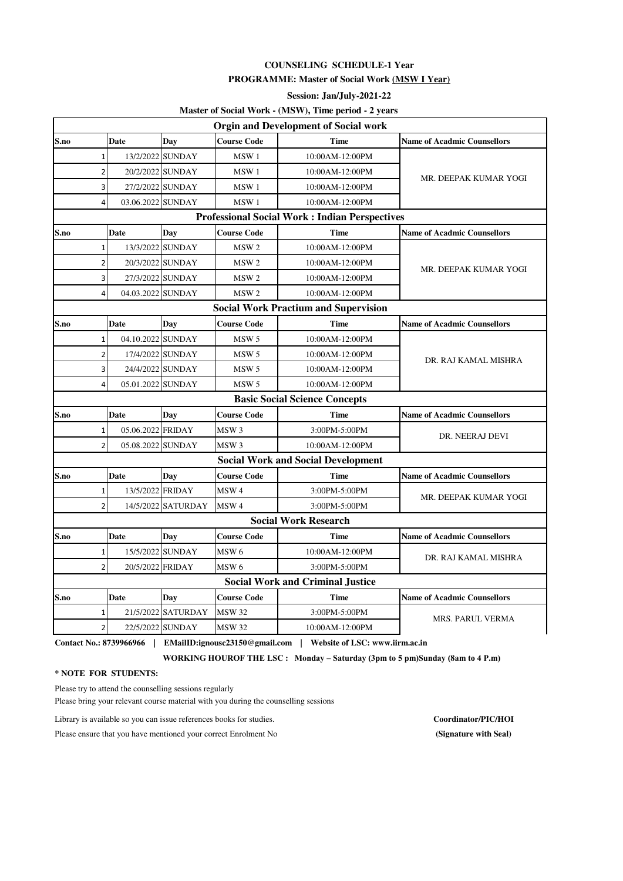**COUNSELING SCHEDULE-1 Year**

**PROGRAMME: Master of Social Work (MSW I Year)**

**Session: Jan/July-2021-22**

**Master of Social Work - (MSW), Time period - 2 years**

| Orgin and Development of Social work | | | | | |
|---|---|---|---|---|---|
| **S.no** | **Date** | **Day** | **Course Code** | **Time** | **Name of Acadmic Counsellors** |
| 1 | 13/2/2022 | SUNDAY | MSW 1 | 10:00AM-12:00PM | MR. DEEPAK KUMAR YOGI |
| 2 | 20/2/2022 | SUNDAY | MSW 1 | 10:00AM-12:00PM | |
| 3 | 27/2/2022 | SUNDAY | MSW 1 | 10:00AM-12:00PM | |
| 4 | 03.06.2022 | SUNDAY | MSW 1 | 10:00AM-12:00PM | |

| Professional Social Work : Indian Perspectives | | | | | |
|---|---|---|---|---|---|
| **S.no** | **Date** | **Day** | **Course Code** | **Time** | **Name of Acadmic Counsellors** |
| 1 | 13/3/2022 | SUNDAY | MSW 2 | 10:00AM-12:00PM | MR. DEEPAK KUMAR YOGI |
| 2 | 20/3/2022 | SUNDAY | MSW 2 | 10:00AM-12:00PM | |
| 3 | 27/3/2022 | SUNDAY | MSW 2 | 10:00AM-12:00PM | |
| 4 | 04.03.2022 | SUNDAY | MSW 2 | 10:00AM-12:00PM | |

| Social Work Practium and Supervision | | | | | |
|---|---|---|---|---|---|
| **S.no** | **Date** | **Day** | **Course Code** | **Time** | **Name of Acadmic Counsellors** |
| 1 | 04.10.2022 | SUNDAY | MSW 5 | 10:00AM-12:00PM | DR. RAJ KAMAL MISHRA |
| 2 | 17/4/2022 | SUNDAY | MSW 5 | 10:00AM-12:00PM | |
| 3 | 24/4/2022 | SUNDAY | MSW 5 | 10:00AM-12:00PM | |
| 4 | 05.01.2022 | SUNDAY | MSW 5 | 10:00AM-12:00PM | |

| Basic Social Science Concepts | | | | | |
|---|---|---|---|---|---|
| **S.no** | **Date** | **Day** | **Course Code** | **Time** | **Name of Acadmic Counsellors** |
| 1 | 05.06.2022 | FRIDAY | MSW 3 | 3:00PM-5:00PM | DR. NEERAJ DEVI |
| 2 | 05.08.2022 | SUNDAY | MSW 3 | 10:00AM-12:00PM | |

| Social Work and Social Development | | | | | |
|---|---|---|---|---|---|
| **S.no** | **Date** | **Day** | **Course Code** | **Time** | **Name of Acadmic Counsellors** |
| 1 | 13/5/2022 | FRIDAY | MSW 4 | 3:00PM-5:00PM | MR. DEEPAK KUMAR YOGI |
| 2 | 14/5/2022 | SATURDAY | MSW 4 | 3:00PM-5:00PM | |

| Social Work Research | | | | | |
|---|---|---|---|---|---|
| **S.no** | **Date** | **Day** | **Course Code** | **Time** | **Name of Acadmic Counsellors** |
| 1 | 15/5/2022 | SUNDAY | MSW 6 | 10:00AM-12:00PM | DR. RAJ KAMAL MISHRA |
| 2 | 20/5/2022 | FRIDAY | MSW 6 | 3:00PM-5:00PM | |

| Social Work and Criminal Justice | | | | | |
|---|---|---|---|---|---|
| **S.no** | **Date** | **Day** | **Course Code** | **Time** | **Name of Acadmic Counsellors** |
| 1 | 21/5/2022 | SATURDAY | MSW 32 | 3:00PM-5:00PM | MRS. PARUL VERMA |
| 2 | 22/5/2022 | SUNDAY | MSW 32 | 10:00AM-12:00PM | |

**Contact No.: 8739966966 | EMailID:ignousc23150@gmail.com | Website of LSC: www.iirm.ac.in**

**WORKING HOUROF THE LSC : Monday – Saturday (3pm to 5 pm)Sunday (8am to 4 P.m)**

**\* NOTE FOR STUDENTS:**

Please try to attend the counselling sessions regularly

Please bring your relevant course material with you during the counselling sessions

Library is available so you can issue references books for studies.

Please ensure that you have mentioned your correct Enrolment No

**Coordinator/PIC/HOI**

**(Signature with Seal)**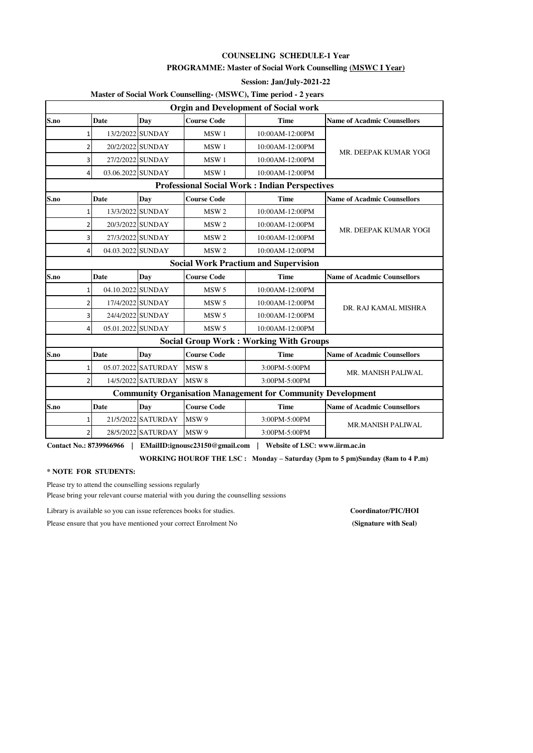**COUNSELING SCHEDULE-1 Year**

**PROGRAMME: Master of Social Work Counselling (MSWC I Year)**

**Session: Jan/July-2021-22**

**Master of Social Work Counselling- (MSWC), Time period - 2 years**

| Orgin and Development of Social work | | | | | |
|---|---|---|---|---|---|
| **S.no** | **Date** | **Day** | **Course Code** | **Time** | **Name of Acadmic Counsellors** |
| 1 | 13/2/2022 | SUNDAY | MSW 1 | 10:00AM-12:00PM | MR. DEEPAK KUMAR YOGI |
| 2 | 20/2/2022 | SUNDAY | MSW 1 | 10:00AM-12:00PM | |
| 3 | 27/2/2022 | SUNDAY | MSW 1 | 10:00AM-12:00PM | |
| 4 | 03.06.2022 | SUNDAY | MSW 1 | 10:00AM-12:00PM | |
| **Professional Social Work : Indian Perspectives** | | | | | |
| **S.no** | **Date** | **Day** | **Course Code** | **Time** | **Name of Acadmic Counsellors** |
| 1 | 13/3/2022 | SUNDAY | MSW 2 | 10:00AM-12:00PM | MR. DEEPAK KUMAR YOGI |
| 2 | 20/3/2022 | SUNDAY | MSW 2 | 10:00AM-12:00PM | |
| 3 | 27/3/2022 | SUNDAY | MSW 2 | 10:00AM-12:00PM | |
| 4 | 04.03.2022 | SUNDAY | MSW 2 | 10:00AM-12:00PM | |
| **Social Work Practium and Supervision** | | | | | |
| **S.no** | **Date** | **Day** | **Course Code** | **Time** | **Name of Acadmic Counsellors** |
| 1 | 04.10.2022 | SUNDAY | MSW 5 | 10:00AM-12:00PM | DR. RAJ KAMAL MISHRA |
| 2 | 17/4/2022 | SUNDAY | MSW 5 | 10:00AM-12:00PM | |
| 3 | 24/4/2022 | SUNDAY | MSW 5 | 10:00AM-12:00PM | |
| 4 | 05.01.2022 | SUNDAY | MSW 5 | 10:00AM-12:00PM | |
| **Social Group Work : Working With Groups** | | | | | |
| **S.no** | **Date** | **Day** | **Course Code** | **Time** | **Name of Acadmic Counsellors** |
| 1 | 05.07.2022 | SATURDAY | MSW 8 | 3:00PM-5:00PM | MR. MANISH PALIWAL |
| 2 | 14/5/2022 | SATURDAY | MSW 8 | 3:00PM-5:00PM | |
| **Community Organisation Management for Community Development** | | | | | |
| **S.no** | **Date** | **Day** | **Course Code** | **Time** | **Name of Acadmic Counsellors** |
| 1 | 21/5/2022 | SATURDAY | MSW 9 | 3:00PM-5:00PM | MR.MANISH PALIWAL |
| 2 | 28/5/2022 | SATURDAY | MSW 9 | 3:00PM-5:00PM | |

**Contact No.: 8739966966 | EMailID:ignousc23150@gmail.com | Website of LSC: www.iirm.ac.in**

**WORKING HOUROF THE LSC : Monday – Saturday (3pm to 5 pm)Sunday (8am to 4 P.m)**

**\* NOTE FOR STUDENTS:**

Please try to attend the counselling sessions regularly

Please bring your relevant course material with you during the counselling sessions

Library is available so you can issue references books for studies.

Please ensure that you have mentioned your correct Enrolment No

**Coordinator/PIC/HOI**

**(Signature with Seal)**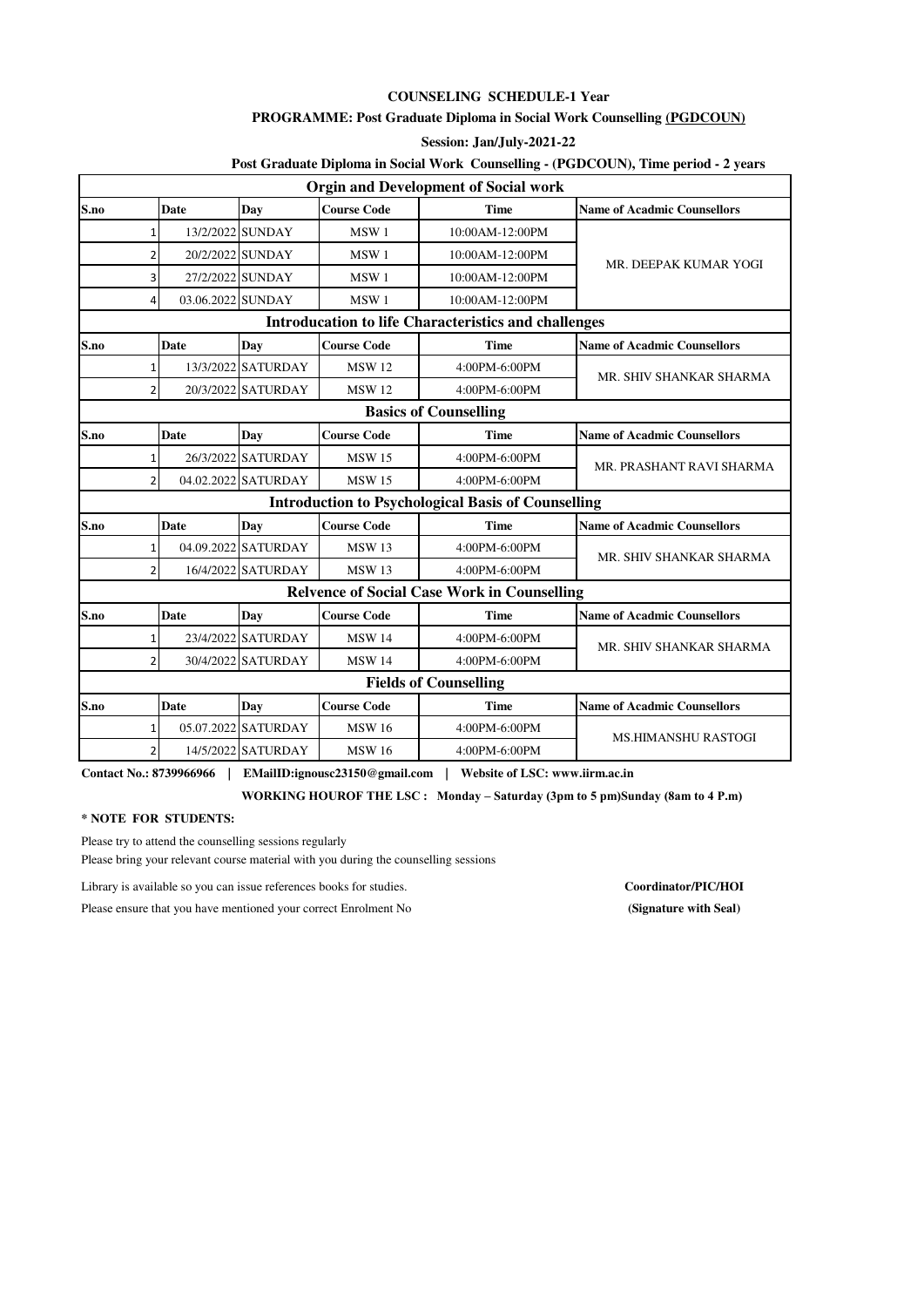**COUNSELING SCHEDULE-1 Year**

**PROGRAMME: Post Graduate Diploma in Social Work Counselling (PGDCOUN)**

**Session: Jan/July-2021-22**

**Post Graduate Diploma in Social Work Counselling - (PGDCOUN), Time period - 2 years**

| Orgin and Development of Social work | | | | | |
|---|---|---|---|---|---|
| **S.no** | **Date** | **Day** | **Course Code** | **Time** | **Name of Acadmic Counsellors** |
| 1 | 13/2/2022 | SUNDAY | MSW 1 | 10:00AM-12:00PM | MR. DEEPAK KUMAR YOGI |
| 2 | 20/2/2022 | SUNDAY | MSW 1 | 10:00AM-12:00PM | |
| 3 | 27/2/2022 | SUNDAY | MSW 1 | 10:00AM-12:00PM | |
| 4 | 03.06.2022 | SUNDAY | MSW 1 | 10:00AM-12:00PM | |

| Introducation to life Characteristics and challenges | | | | | |
|---|---|---|---|---|---|
| **S.no** | **Date** | **Day** | **Course Code** | **Time** | **Name of Acadmic Counsellors** |
| 1 | 13/3/2022 | SATURDAY | MSW 12 | 4:00PM-6:00PM | MR. SHIV SHANKAR SHARMA |
| 2 | 20/3/2022 | SATURDAY | MSW 12 | 4:00PM-6:00PM | |

| Basics of Counselling | | | | | |
|---|---|---|---|---|---|
| **S.no** | **Date** | **Day** | **Course Code** | **Time** | **Name of Acadmic Counsellors** |
| 1 | 26/3/2022 | SATURDAY | MSW 15 | 4:00PM-6:00PM | MR. PRASHANT RAVI SHARMA |
| 2 | 04.02.2022 | SATURDAY | MSW 15 | 4:00PM-6:00PM | |

| Introduction to Psychological Basis of Counselling | | | | | |
|---|---|---|---|---|---|
| **S.no** | **Date** | **Day** | **Course Code** | **Time** | **Name of Acadmic Counsellors** |
| 1 | 04.09.2022 | SATURDAY | MSW 13 | 4:00PM-6:00PM | MR. SHIV SHANKAR SHARMA |
| 2 | 16/4/2022 | SATURDAY | MSW 13 | 4:00PM-6:00PM | |

| Relvence of Social Case Work in Counselling | | | | | |
|---|---|---|---|---|---|
| **S.no** | **Date** | **Day** | **Course Code** | **Time** | **Name of Acadmic Counsellors** |
| 1 | 23/4/2022 | SATURDAY | MSW 14 | 4:00PM-6:00PM | MR. SHIV SHANKAR SHARMA |
| 2 | 30/4/2022 | SATURDAY | MSW 14 | 4:00PM-6:00PM | |

| Fields of Counselling | | | | | |
|---|---|---|---|---|---|
| **S.no** | **Date** | **Day** | **Course Code** | **Time** | **Name of Acadmic Counsellors** |
| 1 | 05.07.2022 | SATURDAY | MSW 16 | 4:00PM-6:00PM | MS.HIMANSHU RASTOGI |
| 2 | 14/5/2022 | SATURDAY | MSW 16 | 4:00PM-6:00PM | |

**Contact No.: 8739966966 | EMailID:ignousc23150@gmail.com | Website of LSC: www.iirm.ac.in**

**WORKING HOUROF THE LSC : Monday – Saturday (3pm to 5 pm)Sunday (8am to 4 P.m)**

**\* NOTE FOR STUDENTS:**

Please try to attend the counselling sessions regularly

Please bring your relevant course material with you during the counselling sessions

Library is available so you can issue references books for studies.

Please ensure that you have mentioned your correct Enrolment No

**Coordinator/PIC/HOI**

**(Signature with Seal)**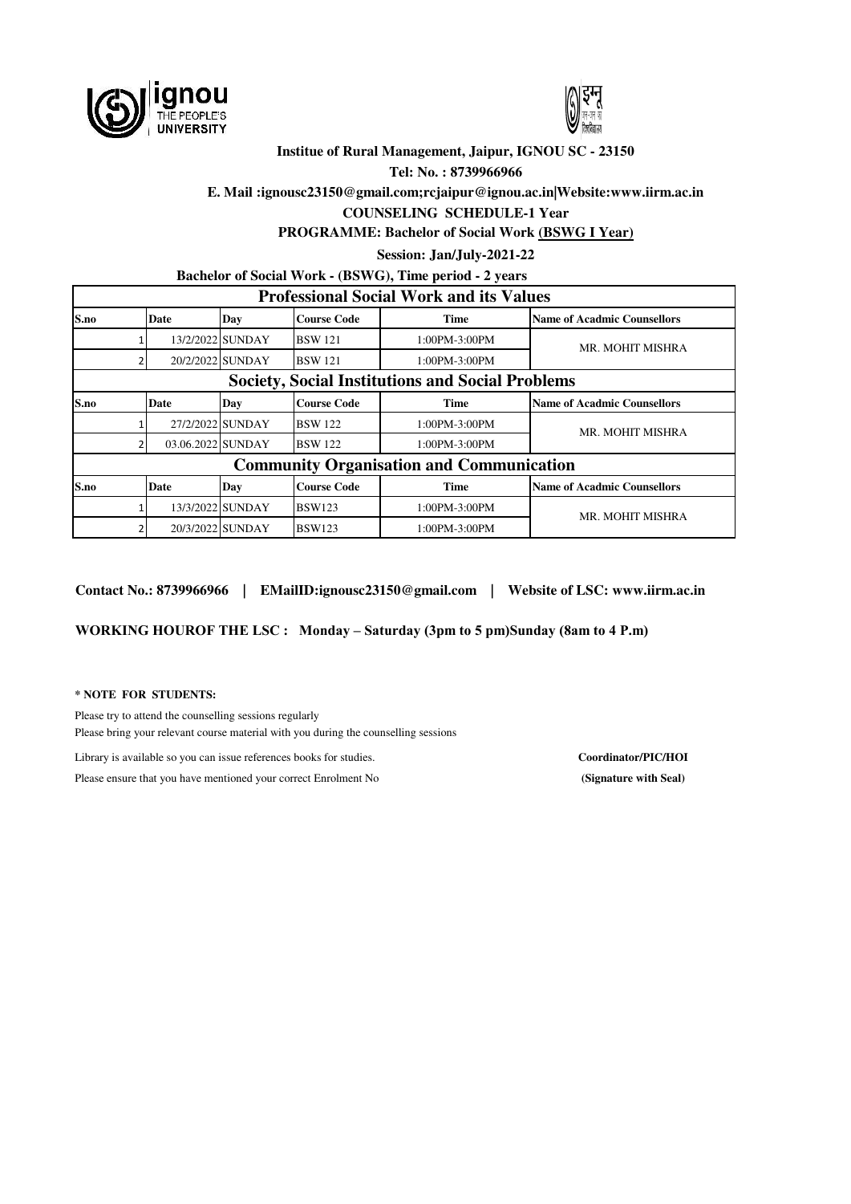**Institue of Rural Management, Jaipur, IGNOU SC - 23150**

**Tel: No. : 8739966966**

**E. Mail :ignousc23150@gmail.com;rcjaipur@ignou.ac.in|Website:www.iirm.ac.in**

**COUNSELING SCHEDULE-1 Year**

**PROGRAMME: Bachelor of Social Work (BSWG I Year)**

**Session: Jan/July-2021-22**

**Bachelor of Social Work - (BSWG), Time period - 2 years**

| **Professional Social Work and its Values** | | | | | |
|---|---|---|---|---|---|
| **S.no** | **Date** | **Day** | **Course Code** | **Time** | **Name of Acadmic Counsellors** |
| 1 | 13/2/2022 | SUNDAY | BSW 121 | 1:00PM-3:00PM | MR. MOHIT MISHRA |
| 2 | 20/2/2022 | SUNDAY | BSW 121 | 1:00PM-3:00PM | |
| **Society, Social Institutions and Social Problems** | | | | | |
| **S.no** | **Date** | **Day** | **Course Code** | **Time** | **Name of Acadmic Counsellors** |
| 1 | 27/2/2022 | SUNDAY | BSW 122 | 1:00PM-3:00PM | MR. MOHIT MISHRA |
| 2 | 03.06.2022 | SUNDAY | BSW 122 | 1:00PM-3:00PM | |
| **Community Organisation and Communication** | | | | | |
| **S.no** | **Date** | **Day** | **Course Code** | **Time** | **Name of Acadmic Counsellors** |
| 1 | 13/3/2022 | SUNDAY | BSW123 | 1:00PM-3:00PM | MR. MOHIT MISHRA |
| 2 | 20/3/2022 | SUNDAY | BSW123 | 1:00PM-3:00PM | |

**Contact No.: 8739966966 | EMailID:ignousc23150@gmail.com | Website of LSC: www.iirm.ac.in**

**WORKING HOUROF THE LSC : Monday – Saturday (3pm to 5 pm)Sunday (8am to 4 P.m)**

**\* NOTE FOR STUDENTS:**

Please try to attend the counselling sessions regularly

Please bring your relevant course material with you during the counselling sessions

Library is available so you can issue references books for studies.

Please ensure that you have mentioned your correct Enrolment No

**Coordinator/PIC/HOI**

**(Signature with Seal)**